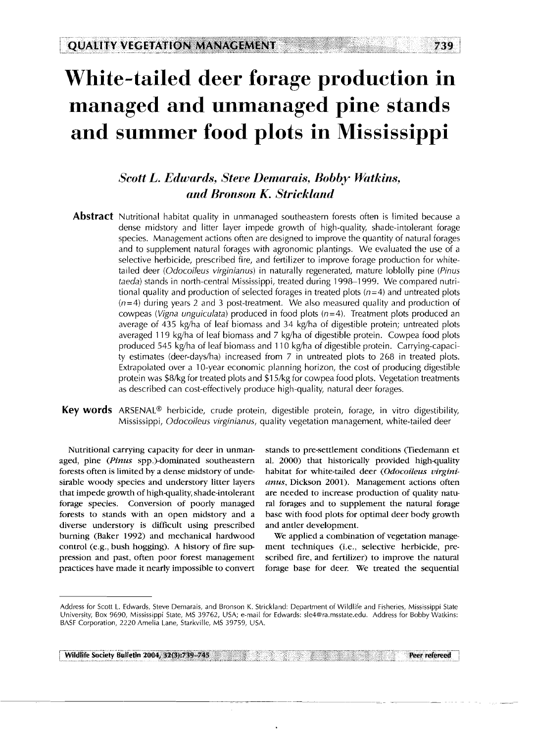# White-tailed deer forage production in managed and unmanaged pine stands and summer food plots in Mississippi

### *Scott L. Edwards, Steve Demarais, Bobby Watkins, and Bronson K. Strickland*

**Abstract** Nutritional habitat quality in unmanaged southeastern forests often is limited because a dense midstory and litter layer impede growth of high-quality, shade-intolerant forage species. Management actions often are designed to improve the quantity of natural forages and to supplement natural forages with agronomic plantings. We evaluated the use of a selective herbicide, prescribed fire, and fertilizer to improve forage production for white-tailed deer (*Odocoileus virginianus*) in naturally regenerated, mature loblolly pine (*Pinus taeda*) stands in north-central Mississippi, treated during 1998–1999. We compared nutritional quality and production of selected forages in treated plots ($n=4$) and untreated plots ($n=4$) during years 2 and 3 post-treatment. We also measured quality and production of cowpeas (*Vigna unguiculata*) produced in food plots ($n=4$). Treatment plots produced an average of 435 kg/ha of leaf biomass and 34 kg/ha of digestible protein; untreated plots averaged 119 kg/ha of leaf biomass and 7 kg/ha of digestible protein. Cowpea food plots produced 545 kg/ha of leaf biomass and 110 kg/ha of digestible protein. Carrying-capacity estimates (deer-days/ha) increased from 7 in untreated plots to 268 in treated plots. Extrapolated over a 10-year economic planning horizon, the cost of producing digestible protein was $8/kg for treated plots and $15/kg for cowpea food plots. Vegetation treatments as described can cost-effectively produce high-quality, natural deer forages.

**Key words** ARSENAL® herbicide, crude protein, digestible protein, forage, in vitro digestibility, Mississippi, *Odocoileus virginianus*, quality vegetation management, white-tailed deer

Nutritional carrying capacity for deer in unmanaged, pine (*Pinus* spp.)-dominated southeastern forests often is limited by a dense midstory of undesirable woody species and understory litter layers that impede growth of high-quality, shade-intolerant forage species. Conversion of poorly managed forests to stands with an open midstory and a diverse understory is difficult using prescribed burning (Baker 1992) and mechanical hardwood control (e.g., bush hogging). A history of fire suppression and past, often poor forest management practices have made it nearly impossible to convert stands to pre-settlement conditions (Tiedemann et al. 2000) that historically provided high-quality habitat for white-tailed deer (*Odocoileus virginianus*, Dickson 2001). Management actions often are needed to increase production of quality natural forages and to supplement the natural forage base with food plots for optimal deer body growth and antler development.

We applied a combination of vegetation management techniques (i.e., selective herbicide, prescribed fire, and fertilizer) to improve the natural forage base for deer. We treated the sequential

Address for Scott L. Edwards, Steve Demarais, and Bronson K. Strickland: Department of Wildlife and Fisheries, Mississippi State University, Box 9690, Mississippi State, MS 39762, USA; e-mail for Edwards: sle4@ra.msstate.edu. Address for Bobby Watkins: BASF Corporation, 2220 Amelia Lane, Starkville, MS 39759, USA.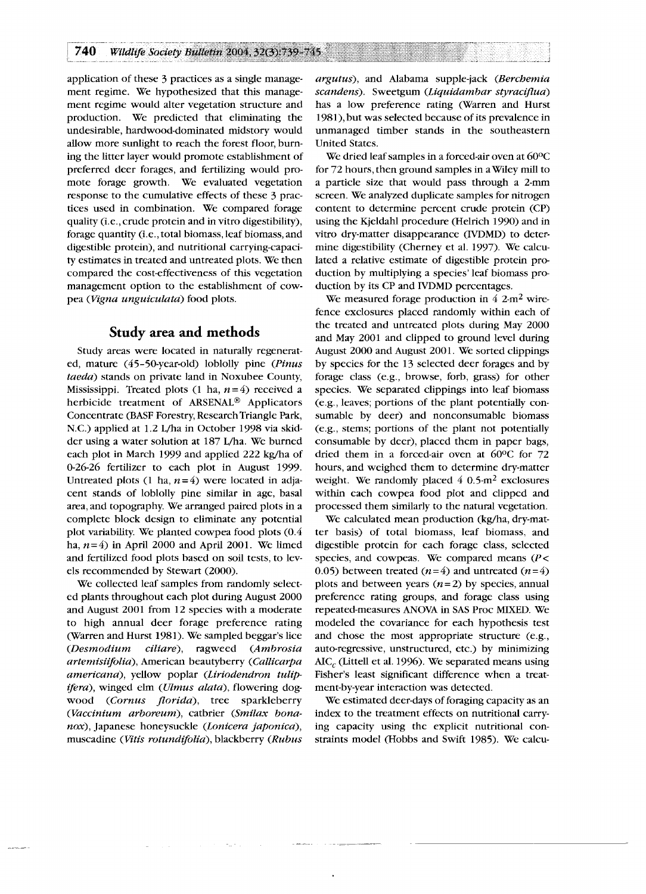application of these 3 practices as a single management regime. We hypothesized that this management regime would alter vegetation structure and production. We predicted that eliminating the undesirable, hardwood-dominated midstory would allow more sunlight to reach the forest floor, burning the litter layer would promote establishment of preferred deer forages, and fertilizing would promote forage growth. We evaluated vegetation response to the cumulative effects of these 3 practices used in combination. We compared forage quality (i.e., crude protein and in vitro digestibility), forage quantity (i.e., total biomass, leaf biomass, and digestible protein), and nutritional carrying-capacity estimates in treated and untreated plots. We then compared the cost-effectiveness of this vegetation management option to the establishment of cowpea (*Vigna unguiculata*) food plots.

## Study area and methods

Study areas were located in naturally regenerated, mature (45–50-year-old) loblolly pine (*Pinus taeda*) stands on private land in Noxubee County, Mississippi. Treated plots (1 ha, $n=4$) received a herbicide treatment of ARSENAL® Applicators Concentrate (BASF Forestry, Research Triangle Park, N.C.) applied at 1.2 L/ha in October 1998 via skidder using a water solution at 187 L/ha. We burned each plot in March 1999 and applied 222 kg/ha of 0-26-26 fertilizer to each plot in August 1999. Untreated plots (1 ha, $n=4$) were located in adjacent stands of loblolly pine similar in age, basal area, and topography. We arranged paired plots in a complete block design to eliminate any potential plot variability. We planted cowpea food plots (0.4 ha, $n=4$) in April 2000 and April 2001. We limed and fertilized food plots based on soil tests, to levels recommended by Stewart (2000).

We collected leaf samples from randomly selected plants throughout each plot during August 2000 and August 2001 from 12 species with a moderate to high annual deer forage preference rating (Warren and Hurst 1981). We sampled beggar's lice (*Desmodium ciliare*), ragweed (*Ambrosia artemisiifolia*), American beautyberry (*Callicarpa americana*), yellow poplar (*Liriodendron tulipifera*), winged elm (*Ulmus alata*), flowering dogwood (*Cornus florida*), tree sparkleberry (*Vaccinium arboreum*), catbrier (*Smilax bona-nox*), Japanese honeysuckle (*Lonicera japonica*), muscadine (*Vitis rotundifolia*), blackberry (*Rubus argutus*), and Alabama supple-jack (*Berchemia scandens*). Sweetgum (*Liquidambar styraciflua*) has a low preference rating (Warren and Hurst 1981), but was selected because of its prevalence in unmanaged timber stands in the southeastern United States.

We dried leaf samples in a forced-air oven at 60°C for 72 hours, then ground samples in a Wiley mill to a particle size that would pass through a 2-mm screen. We analyzed duplicate samples for nitrogen content to determine percent crude protein (CP) using the Kjeldahl procedure (Helrich 1990) and in vitro dry-matter disappearance (IVDMD) to determine digestibility (Cherney et al. 1997). We calculated a relative estimate of digestible protein production by multiplying a species' leaf biomass production by its CP and IVDMD percentages.

We measured forage production in 4 2-$m^2$ wire-fence exclosures placed randomly within each of the treated and untreated plots during May 2000 and May 2001 and clipped to ground level during August 2000 and August 2001. We sorted clippings by species for the 13 selected deer forages and by forage class (e.g., browse, forb, grass) for other species. We separated clippings into leaf biomass (e.g., leaves; portions of the plant potentially consumable by deer) and nonconsumable biomass (e.g., stems; portions of the plant not potentially consumable by deer), placed them in paper bags, dried them in a forced-air oven at 60°C for 72 hours, and weighed them to determine dry-matter weight. We randomly placed 4 0.5-$m^2$ exclosures within each cowpea food plot and clipped and processed them similarly to the natural vegetation.

We calculated mean production (kg/ha, dry-matter basis) of total biomass, leaf biomass, and digestible protein for each forage class, selected species, and cowpeas. We compared means ($P<0.05$) between treated ($n=4$) and untreated ($n=4$) plots and between years ($n=2$) by species, annual preference rating groups, and forage class using repeated-measures ANOVA in SAS Proc MIXED. We modeled the covariance for each hypothesis test and chose the most appropriate structure (e.g., auto-regressive, unstructured, etc.) by minimizing $AIC_c$ (Littell et al. 1996). We separated means using Fisher's least significant difference when a treatment-by-year interaction was detected.

We estimated deer-days of foraging capacity as an index to the treatment effects on nutritional carrying capacity using the explicit nutritional constraints model (Hobbs and Swift 1985). We calcu-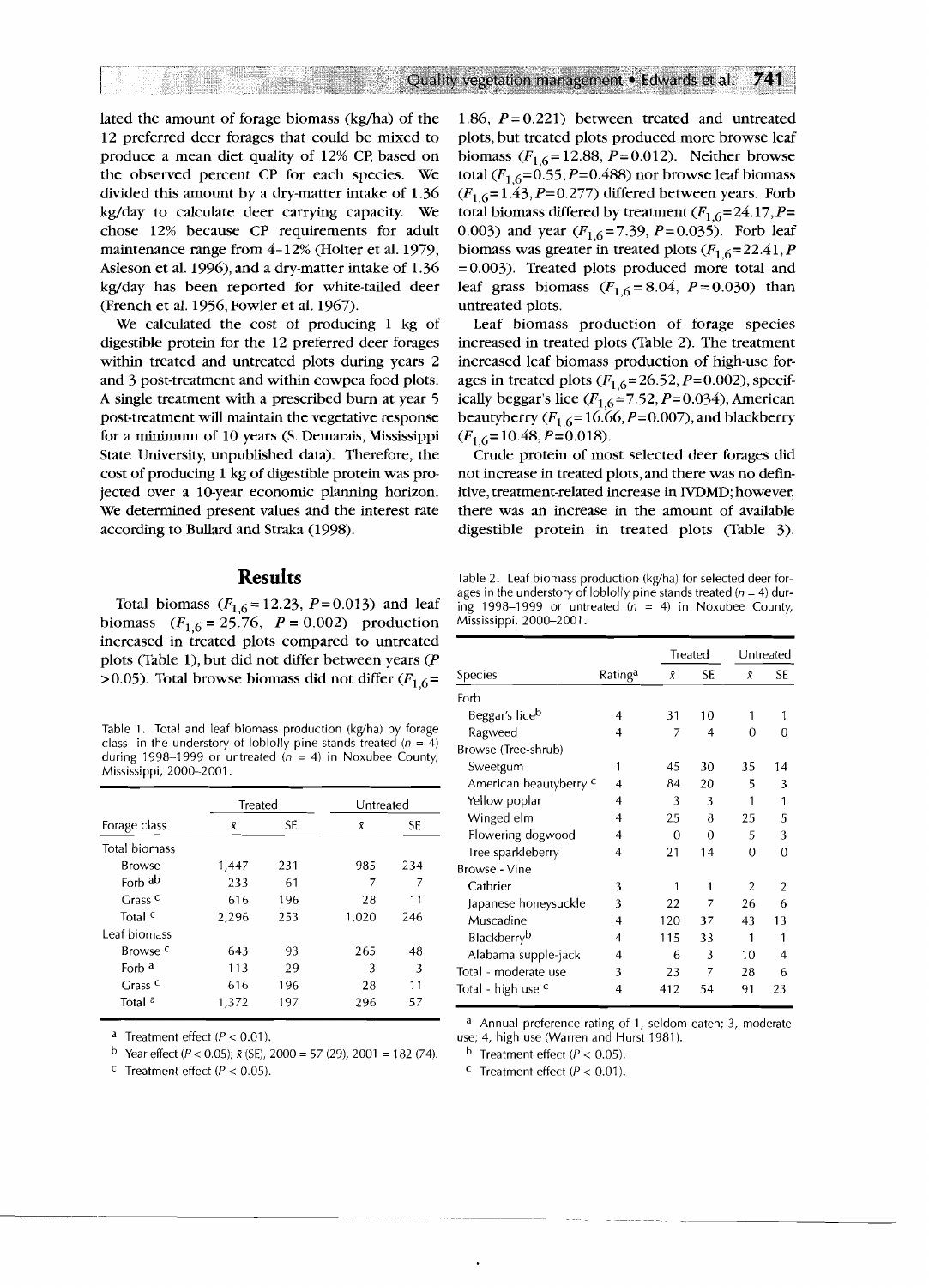lated the amount of forage biomass (kg/ha) of the 12 preferred deer forages that could be mixed to produce a mean diet quality of 12% CP, based on the observed percent CP for each species. We divided this amount by a dry-matter intake of 1.36 kg/day to calculate deer carrying capacity. We chose 12% because CP requirements for adult maintenance range from 4–12% (Holter et al. 1979, Asleson et al. 1996), and a dry-matter intake of 1.36 kg/day has been reported for white-tailed deer (French et al. 1956, Fowler et al. 1967).

We calculated the cost of producing 1 kg of digestible protein for the 12 preferred deer forages within treated and untreated plots during years 2 and 3 post-treatment and within cowpea food plots. A single treatment with a prescribed burn at year 5 post-treatment will maintain the vegetative response for a minimum of 10 years (S. Demarais, Mississippi State University, unpublished data). Therefore, the cost of producing 1 kg of digestible protein was projected over a 10-year economic planning horizon. We determined present values and the interest rate according to Bullard and Straka (1998).

## Results

Total biomass ($F_{1,6}$ = 12.23, $P$ = 0.013) and leaf biomass ($F_{1,6}$ = 25.76, $P$ = 0.002) production increased in treated plots compared to untreated plots (Table 1), but did not differ between years ($P$ > 0.05). Total browse biomass did not differ ($F_{1,6}$ = 1.86, $P$ = 0.221) between treated and untreated plots, but treated plots produced more browse leaf biomass ($F_{1,6}$ = 12.88, $P$ = 0.012). Neither browse total ($F_{1,6}$ = 0.55, $P$ = 0.488) nor browse leaf biomass ($F_{1,6}$ = 1.43, $P$ = 0.277) differed between years. Forb total biomass differed by treatment ($F_{1,6}$ = 24.17, $P$ = 0.003) and year ($F_{1,6}$ = 7.39, $P$ = 0.035). Forb leaf biomass was greater in treated plots ($F_{1,6}$ = 22.41, $P$ = 0.003). Treated plots produced more total and leaf grass biomass ($F_{1,6}$ = 8.04, $P$ = 0.030) than untreated plots.

Leaf biomass production of forage species increased in treated plots (Table 2). The treatment increased leaf biomass production of high-use forages in treated plots ($F_{1,6}$ = 26.52, $P$ = 0.002), specifically beggar's lice ($F_{1,6}$ = 7.52, $P$ = 0.034), American beautyberry ($F_{1,6}$ = 16.66, $P$ = 0.007), and blackberry ($F_{1,6}$ = 10.48, $P$ = 0.018).

Crude protein of most selected deer forages did not increase in treated plots, and there was no definitive, treatment-related increase in IVDMD; however, there was an increase in the amount of available digestible protein in treated plots (Table 3).

Table 1. Total and leaf biomass production (kg/ha) by forage class in the understory of loblolly pine stands treated ($n$ = 4) during 1998–1999 or untreated ($n$ = 4) in Noxubee County, Mississippi, 2000–2001.

| | Treated | | Untreated | |
|---|---|---|---|---|
| Forage class | $\bar{x}$ | SE | $\bar{x}$ | SE |
| Total biomass | | | | |
| Browse | 1,447 | 231 | 985 | 234 |
| Forb [ab] | 233 | 61 | 7 | 7 |
| Grass [c] | 616 | 196 | 28 | 11 |
| Total [c] | 2,296 | 253 | 1,020 | 246 |
| Leaf biomass | | | | |
| Browse [c] | 643 | 93 | 265 | 48 |
| Forb [a] | 113 | 29 | 3 | 3 |
| Grass [c] | 616 | 196 | 28 | 11 |
| Total [a] | 1,372 | 197 | 296 | 57 |

[a] Treatment effect ($P$ < 0.01).
[b] Year effect ($P$ < 0.05); $\bar{x}$ (SE), 2000 = 57 (29), 2001 = 182 (74).
[c] Treatment effect ($P$ < 0.05).

Table 2. Leaf biomass production (kg/ha) for selected deer forages in the understory of loblolly pine stands treated ($n$ = 4) during 1998–1999 or untreated ($n$ = 4) in Noxubee County, Mississippi, 2000–2001.

| | | Treated | | Untreated | |
|---|---|---|---|---|---|
| Species | Rating[a] | $\bar{x}$ | SE | $\bar{x}$ | SE |
| Forb | | | | | |
| Beggar's lice[b] | 4 | 31 | 10 | 1 | 1 |
| Ragweed | 4 | 7 | 4 | 0 | 0 |
| Browse (Tree-shrub) | | | | | |
| Sweetgum | 1 | 45 | 30 | 35 | 14 |
| American beautyberry [c] | 4 | 84 | 20 | 5 | 3 |
| Yellow poplar | 4 | 3 | 3 | 1 | 1 |
| Winged elm | 4 | 25 | 8 | 25 | 5 |
| Flowering dogwood | 4 | 0 | 0 | 5 | 3 |
| Tree sparkleberry | 4 | 21 | 14 | 0 | 0 |
| Browse - Vine | | | | | |
| Catbrier | 3 | 1 | 1 | 2 | 2 |
| Japanese honeysuckle | 3 | 22 | 7 | 26 | 6 |
| Muscadine | 4 | 120 | 37 | 43 | 13 |
| Blackberry[b] | 4 | 115 | 33 | 1 | 1 |
| Alabama supple-jack | 4 | 6 | 3 | 10 | 4 |
| Total - moderate use | 3 | 23 | 7 | 28 | 6 |
| Total - high use [c] | 4 | 412 | 54 | 91 | 23 |

[a] Annual preference rating of 1, seldom eaten; 3, moderate use; 4, high use (Warren and Hurst 1981).
[b] Treatment effect ($P$ < 0.05).
[c] Treatment effect ($P$ < 0.01).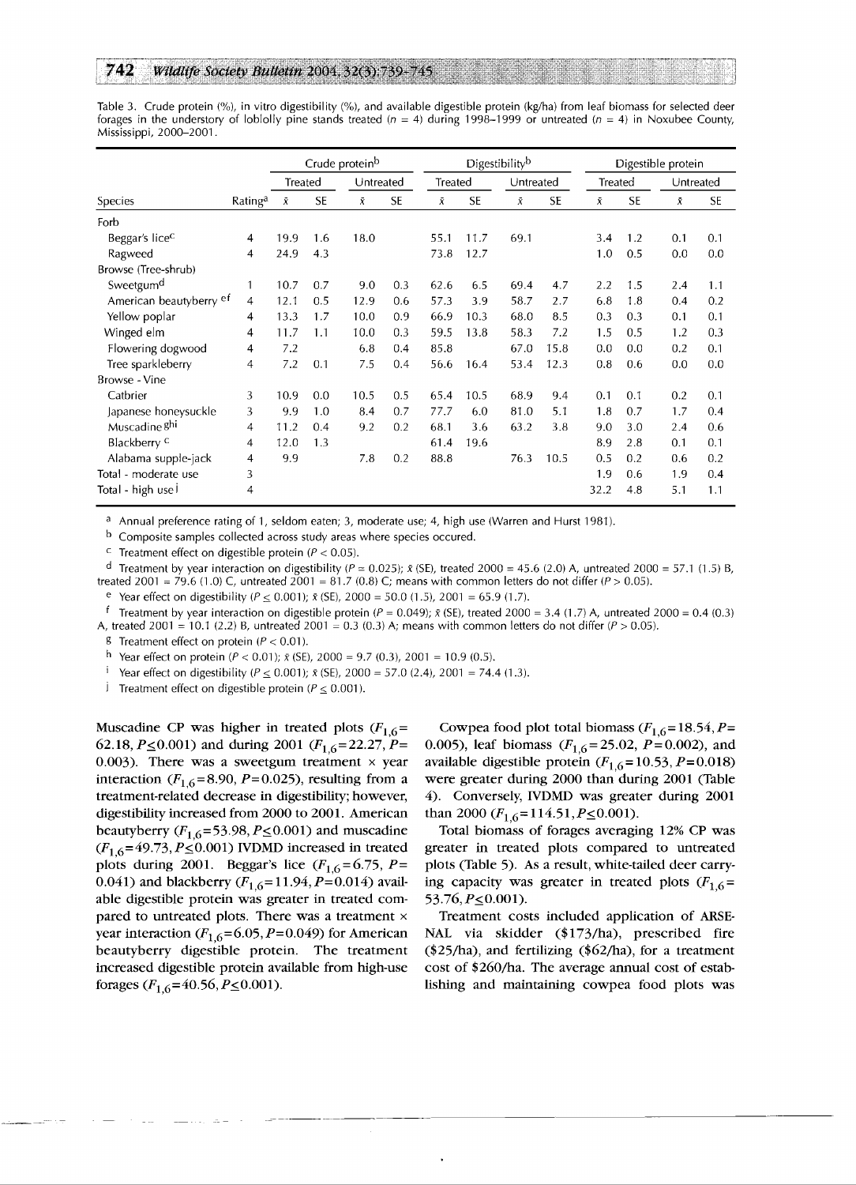Table 3. Crude protein (%), in vitro digestibility (%), and available digestible protein (kg/ha) from leaf biomass for selected deer forages in the understory of loblolly pine stands treated ($n = 4$) during 1998–1999 or untreated ($n = 4$) in Noxubee County, Mississippi, 2000–2001.

| | | Crude protein[b] | | | | Digestibility[b] | | | | Digestible protein | | | |
|---|---|---|---|---|---|---|---|---|---|---|---|---|---|
| | | Treated | | Untreated | | Treated | | Untreated | | Treated | | Untreated | |
| Species | Rating[a] | $\bar{x}$ | SE | $\bar{x}$ | SE | $\bar{x}$ | SE | $\bar{x}$ | SE | $\bar{x}$ | SE | $\bar{x}$ | SE |
| Forb | | | | | | | | | | | | | |
| Beggar's lice[c] | 4 | 19.9 | 1.6 | 18.0 | | 55.1 | 11.7 | 69.1 | | 3.4 | 1.2 | 0.1 | 0.1 |
| Ragweed | 4 | 24.9 | 4.3 | | | 73.8 | 12.7 | | | 1.0 | 0.5 | 0.0 | 0.0 |
| Browse (Tree-shrub) | | | | | | | | | | | | | |
| Sweetgum[d] | 1 | 10.7 | 0.7 | 9.0 | 0.3 | 62.6 | 6.5 | 69.4 | 4.7 | 2.2 | 1.5 | 2.4 | 1.1 |
| American beautyberry[ef] | 4 | 12.1 | 0.5 | 12.9 | 0.6 | 57.3 | 3.9 | 58.7 | 2.7 | 6.8 | 1.8 | 0.4 | 0.2 |
| Yellow poplar | 4 | 13.3 | 1.7 | 10.0 | 0.9 | 66.9 | 10.3 | 68.0 | 8.5 | 0.3 | 0.3 | 0.1 | 0.1 |
| Winged elm | 4 | 11.7 | 1.1 | 10.0 | 0.3 | 59.5 | 13.8 | 58.3 | 7.2 | 1.5 | 0.5 | 1.2 | 0.3 |
| Flowering dogwood | 4 | 7.2 | | 6.8 | 0.4 | 85.8 | | 67.0 | 15.8 | 0.0 | 0.0 | 0.2 | 0.1 |
| Tree sparkleberry | 4 | 7.2 | 0.1 | 7.5 | 0.4 | 56.6 | 16.4 | 53.4 | 12.3 | 0.8 | 0.6 | 0.0 | 0.0 |
| Browse - Vine | | | | | | | | | | | | | |
| Catbrier | 3 | 10.9 | 0.0 | 10.5 | 0.5 | 65.4 | 10.5 | 68.9 | 9.4 | 0.1 | 0.1 | 0.2 | 0.1 |
| Japanese honeysuckle | 3 | 9.9 | 1.0 | 8.4 | 0.7 | 77.7 | 6.0 | 81.0 | 5.1 | 1.8 | 0.7 | 1.7 | 0.4 |
| Muscadine[ghi] | 4 | 11.2 | 0.4 | 9.2 | 0.2 | 68.1 | 3.6 | 63.2 | 3.8 | 9.0 | 3.0 | 2.4 | 0.6 |
| Blackberry[c] | 4 | 12.0 | 1.3 | | | 61.4 | 19.6 | | | 8.9 | 2.8 | 0.1 | 0.1 |
| Alabama supple-jack | 4 | 9.9 | | 7.8 | 0.2 | 88.8 | | 76.3 | 10.5 | 0.5 | 0.2 | 0.6 | 0.2 |
| Total - moderate use | 3 | | | | | | | | | 1.9 | 0.6 | 1.9 | 0.4 |
| Total - high use[j] | 4 | | | | | | | | | 32.2 | 4.8 | 5.1 | 1.1 |

[a] Annual preference rating of 1, seldom eaten; 3, moderate use; 4, high use (Warren and Hurst 1981).

[b] Composite samples collected across study areas where species occured.

[c] Treatment effect on digestible protein ($P < 0.05$).

[d] Treatment by year interaction on digestibility ($P = 0.025$); $\bar{x}$ (SE), treated 2000 = 45.6 (2.0) A, untreated 2000 = 57.1 (1.5) B, treated 2001 = 79.6 (1.0) C, untreated 2001 = 81.7 (0.8) C; means with common letters do not differ ($P > 0.05$).

[e] Year effect on digestibility ($P \leq 0.001$); $\bar{x}$ (SE), 2000 = 50.0 (1.5), 2001 = 65.9 (1.7).

[f] Treatment by year interaction on digestible protein ($P = 0.049$); $\bar{x}$ (SE), treated 2000 = 3.4 (1.7) A, untreated 2000 = 0.4 (0.3) A, treated 2001 = 10.1 (2.2) B, untreated 2001 = 0.3 (0.3) A; means with common letters do not differ ($P > 0.05$).

[g] Treatment effect on protein ($P < 0.01$).

[h] Year effect on protein ($P < 0.01$); $\bar{x}$ (SE), 2000 = 9.7 (0.3), 2001 = 10.9 (0.5).

[i] Year effect on digestibility ($P \leq 0.001$); $\bar{x}$ (SE), 2000 = 57.0 (2.4), 2001 = 74.4 (1.3).

[j] Treatment effect on digestible protein ($P \leq 0.001$).

Muscadine CP was higher in treated plots ($F_{1,6}$=62.18, $P \leq 0.001$) and during 2001 ($F_{1,6}$=22.27, $P$=0.003). There was a sweetgum treatment × year interaction ($F_{1,6}$=8.90, $P$=0.025), resulting from a treatment-related decrease in digestibility; however, digestibility increased from 2000 to 2001. American beautyberry ($F_{1,6}$=53.98, $P \leq 0.001$) and muscadine ($F_{1,6}$=49.73, $P \leq 0.001$) IVDMD increased in treated plots during 2001. Beggar's lice ($F_{1,6}$=6.75, $P$=0.041) and blackberry ($F_{1,6}$=11.94, $P$=0.014) available digestible protein was greater in treated compared to untreated plots. There was a treatment × year interaction ($F_{1,6}$=6.05, $P$=0.049) for American beautyberry digestible protein. The treatment increased digestible protein available from high-use forages ($F_{1,6}$=40.56, $P \leq 0.001$).

Cowpea food plot total biomass ($F_{1,6}$=18.54, $P$=0.005), leaf biomass ($F_{1,6}$=25.02, $P$=0.002), and available digestible protein ($F_{1,6}$=10.53, $P$=0.018) were greater during 2000 than during 2001 (Table 4). Conversely, IVDMD was greater during 2001 than 2000 ($F_{1,6}$=114.51, $P \leq 0.001$).

Total biomass of forages averaging 12% CP was greater in treated plots compared to untreated plots (Table 5). As a result, white-tailed deer carrying capacity was greater in treated plots ($F_{1,6}$=53.76, $P \leq 0.001$).

Treatment costs included application of ARSENAL via skidder ($173/ha), prescribed fire ($25/ha), and fertilizing ($62/ha), for a treatment cost of $260/ha. The average annual cost of establishing and maintaining cowpea food plots was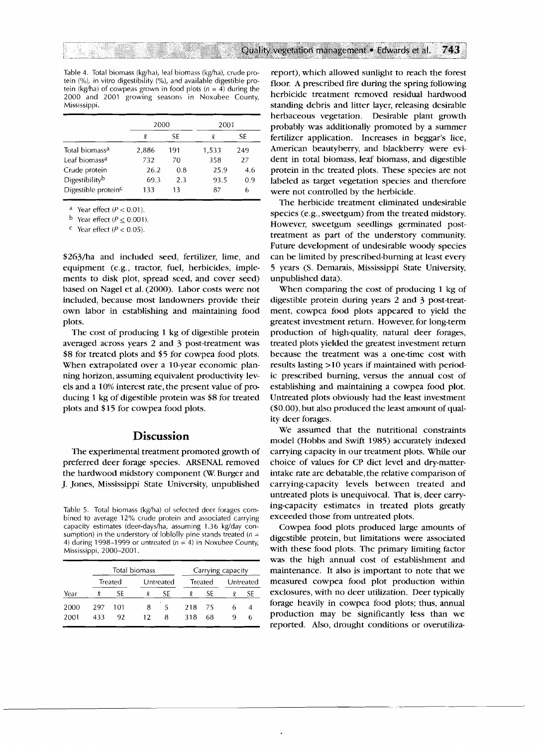Table 4. Total biomass (kg/ha), leaf biomass (kg/ha), crude protein (%), in vitro digestibility (%), and available digestible protein (kg/ha) of cowpeas grown in food plots ($n = 4$) during the 2000 and 2001 growing seasons in Noxubee County, Mississippi.

| | 2000 | | 2001 | |
|---|---|---|---|---|
| | $\bar{x}$ | SE | $\bar{x}$ | SE |
| Total biomass[a] | 2,886 | 191 | 1,533 | 249 |
| Leaf biomass[a] | 732 | 70 | 358 | 27 |
| Crude protein | 26.2 | 0.8 | 25.9 | 4.6 |
| Digestibility[b] | 69.3 | 2.3 | 93.5 | 0.9 |
| Digestible protein[c] | 133 | 13 | 87 | 6 |

[a] Year effect ($P < 0.01$).

[b] Year effect ($P \leq 0.001$).

[c] Year effect ($P < 0.05$).

$263/ha and included seed, fertilizer, lime, and equipment (e.g., tractor, fuel, herbicides, implements to disk plot, spread seed, and cover seed) based on Nagel et al. (2000). Labor costs were not included, because most landowners provide their own labor in establishing and maintaining food plots.

The cost of producing 1 kg of digestible protein averaged across years 2 and 3 post-treatment was $8 for treated plots and $5 for cowpea food plots. When extrapolated over a 10-year economic planning horizon, assuming equivalent productivity levels and a 10% interest rate, the present value of producing 1 kg of digestible protein was $8 for treated plots and $15 for cowpea food plots.

## Discussion

The experimental treatment promoted growth of preferred deer forage species. ARSENAL removed the hardwood midstory component (W. Burger and J. Jones, Mississippi State University, unpublished report), which allowed sunlight to reach the forest floor. A prescribed fire during the spring following herbicide treatment removed residual hardwood standing debris and litter layer, releasing desirable herbaceous vegetation. Desirable plant growth probably was additionally promoted by a summer fertilizer application. Increases in beggar's lice, American beautyberry, and blackberry were evident in total biomass, leaf biomass, and digestible protein in the treated plots. These species are not labeled as target vegetation species and therefore were not controlled by the herbicide.

The herbicide treatment eliminated undesirable species (e.g., sweetgum) from the treated midstory. However, sweetgum seedlings germinated post-treatment as part of the understory community. Future development of undesirable woody species can be limited by prescribed-burning at least every 5 years (S. Demarais, Mississippi State University, unpublished data).

When comparing the cost of producing 1 kg of digestible protein during years 2 and 3 post-treatment, cowpea food plots appeared to yield the greatest investment return. However, for long-term production of high-quality, natural deer forages, treated plots yielded the greatest investment return because the treatment was a one-time cost with results lasting >10 years if maintained with periodic prescribed burning, versus the annual cost of establishing and maintaining a cowpea food plot. Untreated plots obviously had the least investment ($0.00), but also produced the least amount of quality deer forages.

We assumed that the nutritional constraints model (Hobbs and Swift 1985) accurately indexed carrying capacity in our treatment plots. While our choice of values for CP diet level and dry-matter-intake rate are debatable, the relative comparison of carrying-capacity levels between treated and untreated plots is unequivocal. That is, deer carrying-capacity estimates in treated plots greatly exceeded those from untreated plots.

Table 5. Total biomass (kg/ha) of selected deer forages combined to average 12% crude protein and associated carrying capacity estimates (deer-days/ha, assuming 1.36 kg/day consumption) in the understory of loblolly pine stands treated ($n = 4$) during 1998–1999 or untreated ($n = 4$) in Noxubee County, Mississippi, 2000–2001.

| | Total biomass | | | | Carrying capacity | | | |
|---|---|---|---|---|---|---|---|---|
| | Treated | | Untreated | | Treated | | Untreated | |
| Year | $\bar{x}$ | SE | $\bar{x}$ | SE | $\bar{x}$ | SE | $\bar{x}$ | SE |
| 2000 | 297 | 101 | 8 | 5 | 218 | 75 | 6 | 4 |
| 2001 | 433 | 92 | 12 | 8 | 318 | 68 | 9 | 6 |

Cowpea food plots produced large amounts of digestible protein, but limitations were associated with these food plots. The primary limiting factor was the high annual cost of establishment and maintenance. It also is important to note that we measured cowpea food plot production within exclosures, with no deer utilization. Deer typically forage heavily in cowpea food plots; thus, annual production may be significantly less than we reported. Also, drought conditions or overutiliza-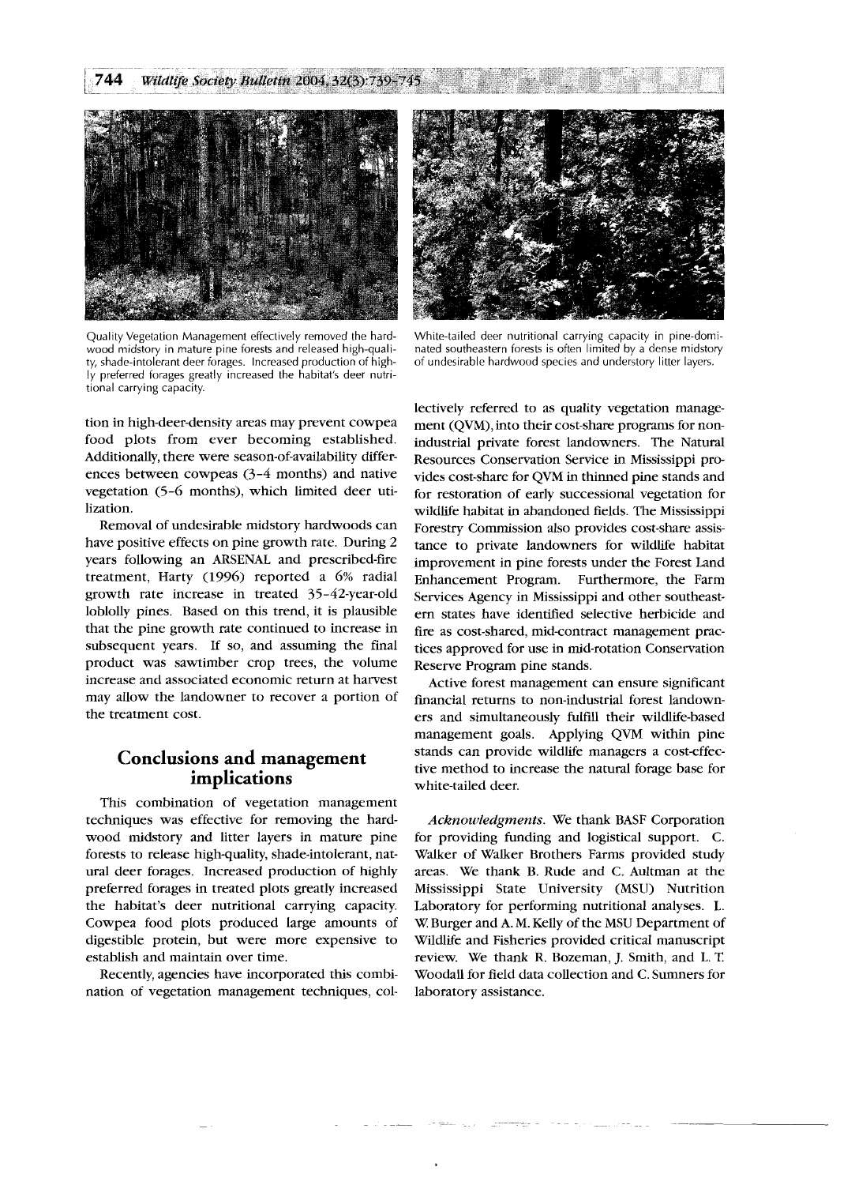Quality Vegetation Management effectively removed the hardwood midstory in mature pine forests and released high-quality, shade-intolerant deer forages. Increased production of highly preferred forages greatly increased the habitat's deer nutritional carrying capacity.

White-tailed deer nutritional carrying capacity in pine-dominated southeastern forests is often limited by a dense midstory of undesirable hardwood species and understory litter layers.

tion in high-deer-density areas may prevent cowpea food plots from ever becoming established. Additionally, there were season-of-availability differences between cowpeas (3–4 months) and native vegetation (5–6 months), which limited deer utilization.

Removal of undesirable midstory hardwoods can have positive effects on pine growth rate. During 2 years following an ARSENAL and prescribed-fire treatment, Harty (1996) reported a 6% radial growth rate increase in treated 35–42-year-old loblolly pines. Based on this trend, it is plausible that the pine growth rate continued to increase in subsequent years. If so, and assuming the final product was sawtimber crop trees, the volume increase and associated economic return at harvest may allow the landowner to recover a portion of the treatment cost.

## Conclusions and management implications

This combination of vegetation management techniques was effective for removing the hardwood midstory and litter layers in mature pine forests to release high-quality, shade-intolerant, natural deer forages. Increased production of highly preferred forages in treated plots greatly increased the habitat's deer nutritional carrying capacity. Cowpea food plots produced large amounts of digestible protein, but were more expensive to establish and maintain over time.

Recently, agencies have incorporated this combination of vegetation management techniques, collectively referred to as quality vegetation management (QVM), into their cost-share programs for non-industrial private forest landowners. The Natural Resources Conservation Service in Mississippi provides cost-share for QVM in thinned pine stands and for restoration of early successional vegetation for wildlife habitat in abandoned fields. The Mississippi Forestry Commission also provides cost-share assistance to private landowners for wildlife habitat improvement in pine forests under the Forest Land Enhancement Program. Furthermore, the Farm Services Agency in Mississippi and other southeastern states have identified selective herbicide and fire as cost-shared, mid-contract management practices approved for use in mid-rotation Conservation Reserve Program pine stands.

Active forest management can ensure significant financial returns to non-industrial forest landowners and simultaneously fulfill their wildlife-based management goals. Applying QVM within pine stands can provide wildlife managers a cost-effective method to increase the natural forage base for white-tailed deer.

*Acknowledgments.* We thank BASF Corporation for providing funding and logistical support. C. Walker of Walker Brothers Farms provided study areas. We thank B. Rude and C. Aultman at the Mississippi State University (MSU) Nutrition Laboratory for performing nutritional analyses. L. W. Burger and A. M. Kelly of the MSU Department of Wildlife and Fisheries provided critical manuscript review. We thank R. Bozeman, J. Smith, and L. T. Woodall for field data collection and C. Sumners for laboratory assistance.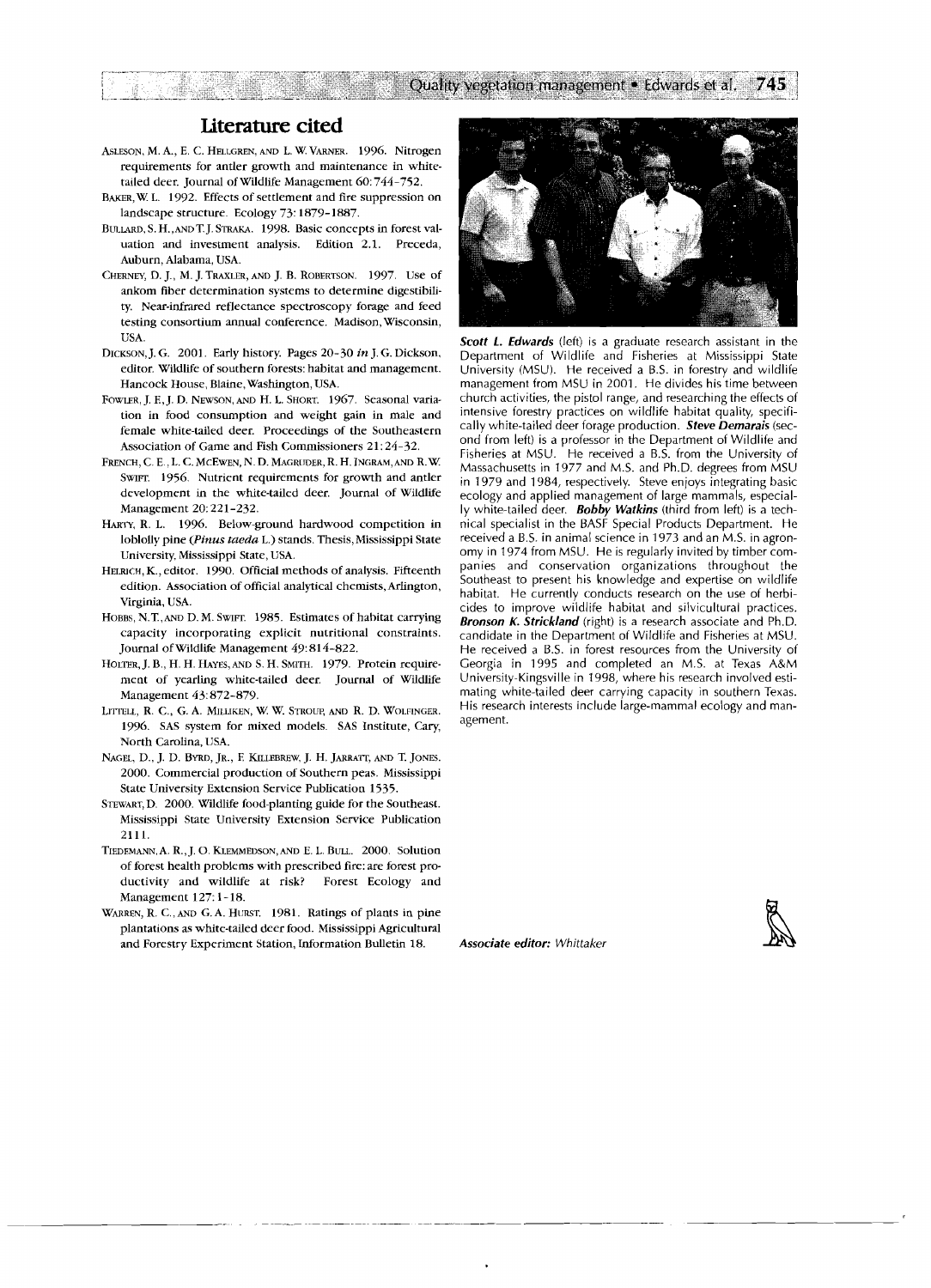## Literature cited

ASLESON, M. A., E. C. HELLGREN, AND L. W. VARNER. 1996. Nitrogen requirements for antler growth and maintenance in white-tailed deer. Journal of Wildlife Management 60:744-752.

BAKER, W. L. 1992. Effects of settlement and fire suppression on landscape structure. Ecology 73:1879-1887.

BULLARD, S. H., AND T. J. STRAKA. 1998. Basic concepts in forest valuation and investment analysis. Edition 2.1. Preceda, Auburn, Alabama, USA.

CHERNEY, D. J., M. J. TRAXLER, AND J. B. ROBERTSON. 1997. Use of ankom fiber determination systems to determine digestibility. Near-infrared reflectance spectroscopy forage and feed testing consortium annual conference. Madison, Wisconsin, USA.

DICKSON, J. G. 2001. Early history. Pages 20-30 *in* J. G. Dickson, editor. Wildlife of southern forests: habitat and management. Hancock House, Blaine, Washington, USA.

FOWLER, J. F., J. D. NEWSON, AND H. L. SHORT. 1967. Seasonal variation in food consumption and weight gain in male and female white-tailed deer. Proceedings of the Southeastern Association of Game and Fish Commissioners 21:24-32.

FRENCH, C. E., L. C. MCEWEN, N. D. MAGRUDER, R. H. INGRAM, AND R. W. SWIFT. 1956. Nutrient requirements for growth and antler development in the white-tailed deer. Journal of Wildlife Management 20:221-232.

HARTY, R. L. 1996. Below-ground hardwood competition in loblolly pine (*Pinus taeda* L.) stands. Thesis, Mississippi State University, Mississippi State, USA.

HELRICH, K., editor. 1990. Official methods of analysis. Fifteenth edition. Association of official analytical chemists, Arlington, Virginia, USA.

HOBBS, N. T., AND D. M. SWIFT. 1985. Estimates of habitat carrying capacity incorporating explicit nutritional constraints. Journal of Wildlife Management 49:814-822.

HOLTER, J. B., H. H. HAYES, AND S. H. SMITH. 1979. Protein requirement of yearling white-tailed deer. Journal of Wildlife Management 43:872-879.

LITTELL, R. C., G. A. MILLIKEN, W. W. STROUP, AND R. D. WOLFINGER. 1996. SAS system for mixed models. SAS Institute, Cary, North Carolina, USA.

NAGEL, D., J. D. BYRD, JR., F. KILLEBREW, J. H. JARRATT, AND T. JONES. 2000. Commercial production of Southern peas. Mississippi State University Extension Service Publication 1535.

STEWART, D. 2000. Wildlife food-planting guide for the Southeast. Mississippi State University Extension Service Publication 2111.

TIEDEMANN, A. R., J. O. KLEMMEDSON, AND E. L. BULL. 2000. Solution of forest health problems with prescribed fire: are forest productivity and wildlife at risk? Forest Ecology and Management 127:1-18.

WARREN, R. C., AND G. A. HURST. 1981. Ratings of plants in pine plantations as white-tailed deer food. Mississippi Agricultural and Forestry Experiment Station, Information Bulletin 18.

***Scott L. Edwards*** (left) is a graduate research assistant in the Department of Wildlife and Fisheries at Mississippi State University (MSU). He received a B.S. in forestry and wildlife management from MSU in 2001. He divides his time between church activities, the pistol range, and researching the effects of intensive forestry practices on wildlife habitat quality, specifically white-tailed deer forage production. ***Steve Demarais*** (second from left) is a professor in the Department of Wildlife and Fisheries at MSU. He received a B.S. from the University of Massachusetts in 1977 and M.S. and Ph.D. degrees from MSU in 1979 and 1984, respectively. Steve enjoys integrating basic ecology and applied management of large mammals, especially white-tailed deer. ***Bobby Watkins*** (third from left) is a technical specialist in the BASF Special Products Department. He received a B.S. in animal science in 1973 and an M.S. in agronomy in 1974 from MSU. He is regularly invited by timber companies and conservation organizations throughout the Southeast to present his knowledge and expertise on wildlife habitat. He currently conducts research on the use of herbicides to improve wildlife habitat and silvicultural practices. ***Bronson K. Strickland*** (right) is a research associate and Ph.D. candidate in the Department of Wildlife and Fisheries at MSU. He received a B.S. in forest resources from the University of Georgia in 1995 and completed an M.S. at Texas A&M University-Kingsville in 1998, where his research involved estimating white-tailed deer carrying capacity in southern Texas. His research interests include large-mammal ecology and management.

***Associate editor:*** *Whittaker*